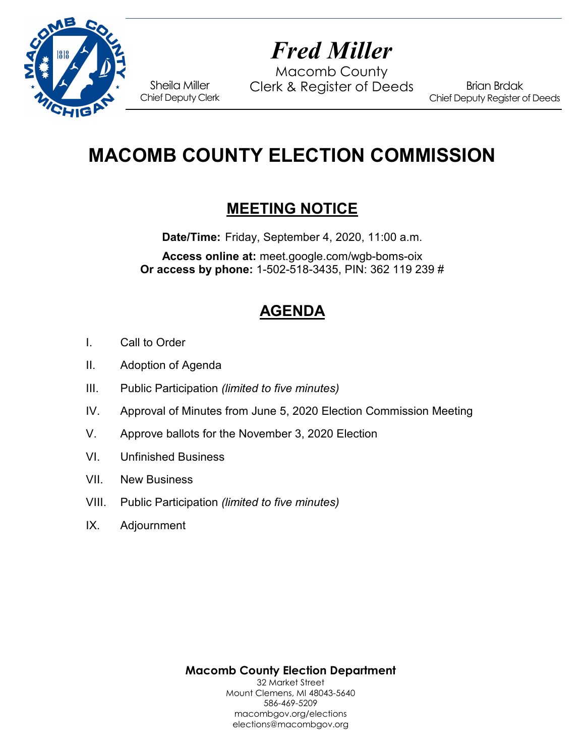**Fred Miller**
Macomb County
Clerk & Register of Deeds

Sheila Miller
Chief Deputy Clerk

Brian Brdak
Chief Deputy Register of Deeds

# MACOMB COUNTY ELECTION COMMISSION

## MEETING NOTICE

**Date/Time:** Friday, September 4, 2020, 11:00 a.m.

**Access online at:** meet.google.com/wgb-boms-oix
**Or access by phone:** 1-502-518-3435, PIN: 362 119 239 #

## AGENDA

I. Call to Order

II. Adoption of Agenda

III. Public Participation *(limited to five minutes)*

IV. Approval of Minutes from June 5, 2020 Election Commission Meeting

V. Approve ballots for the November 3, 2020 Election

VI. Unfinished Business

VII. New Business

VIII. Public Participation *(limited to five minutes)*

IX. Adjournment

**Macomb County Election Department**
32 Market Street
Mount Clemens, MI 48043-5640
586-469-5209
macombgov.org/elections
elections@macombgov.org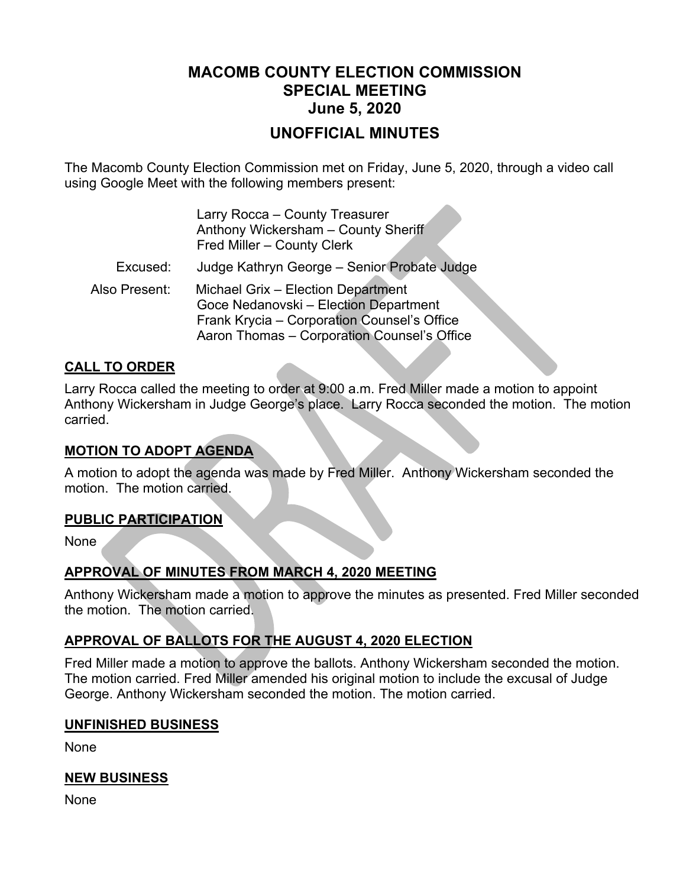# MACOMB COUNTY ELECTION COMMISSION
## SPECIAL MEETING
## June 5, 2020

## UNOFFICIAL MINUTES

The Macomb County Election Commission met on Friday, June 5, 2020, through a video call using Google Meet with the following members present:

Larry Rocca – County Treasurer
Anthony Wickersham – County Sheriff
Fred Miller – County Clerk

Excused: Judge Kathryn George – Senior Probate Judge

Also Present: Michael Grix – Election Department
Goce Nedanovski – Election Department
Frank Krycia – Corporation Counsel's Office
Aaron Thomas – Corporation Counsel's Office

### CALL TO ORDER

Larry Rocca called the meeting to order at 9:00 a.m. Fred Miller made a motion to appoint Anthony Wickersham in Judge George's place. Larry Rocca seconded the motion. The motion carried.

### MOTION TO ADOPT AGENDA

A motion to adopt the agenda was made by Fred Miller. Anthony Wickersham seconded the motion. The motion carried.

### PUBLIC PARTICIPATION

None

### APPROVAL OF MINUTES FROM MARCH 4, 2020 MEETING

Anthony Wickersham made a motion to approve the minutes as presented. Fred Miller seconded the motion. The motion carried.

### APPROVAL OF BALLOTS FOR THE AUGUST 4, 2020 ELECTION

Fred Miller made a motion to approve the ballots. Anthony Wickersham seconded the motion. The motion carried. Fred Miller amended his original motion to include the excusal of Judge George. Anthony Wickersham seconded the motion. The motion carried.

### UNFINISHED BUSINESS

None

### NEW BUSINESS

None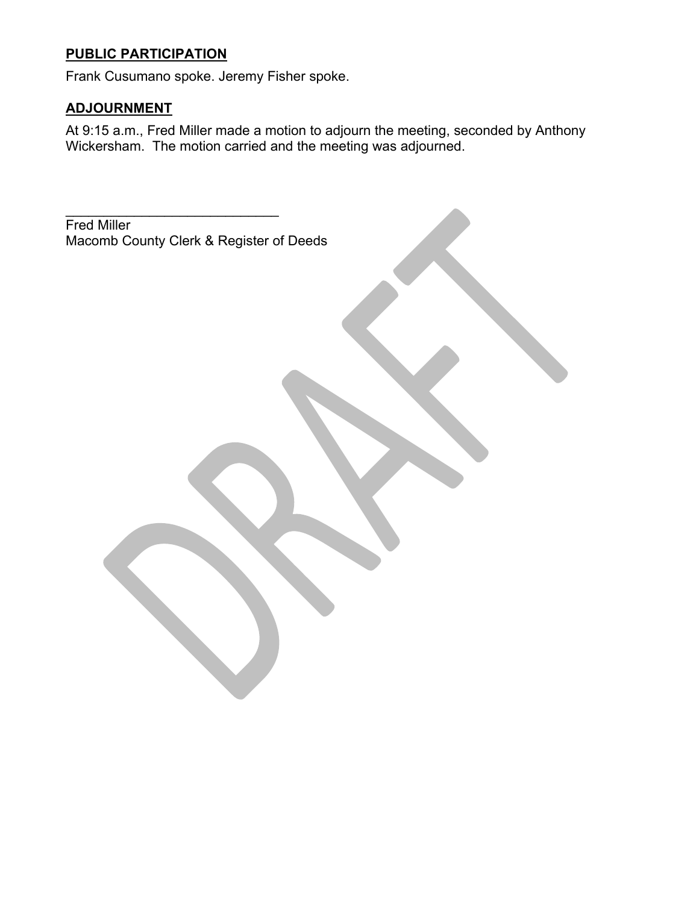**PUBLIC PARTICIPATION**

Frank Cusumano spoke. Jeremy Fisher spoke.

**ADJOURNMENT**

At 9:15 a.m., Fred Miller made a motion to adjourn the meeting, seconded by Anthony Wickersham. The motion carried and the meeting was adjourned.

\_\_\_\_\_\_\_\_\_\_\_\_\_\_\_\_\_\_\_\_\_\_\_\_\_\_\_\_\_\_

Fred Miller
Macomb County Clerk & Register of Deeds

DRAFT